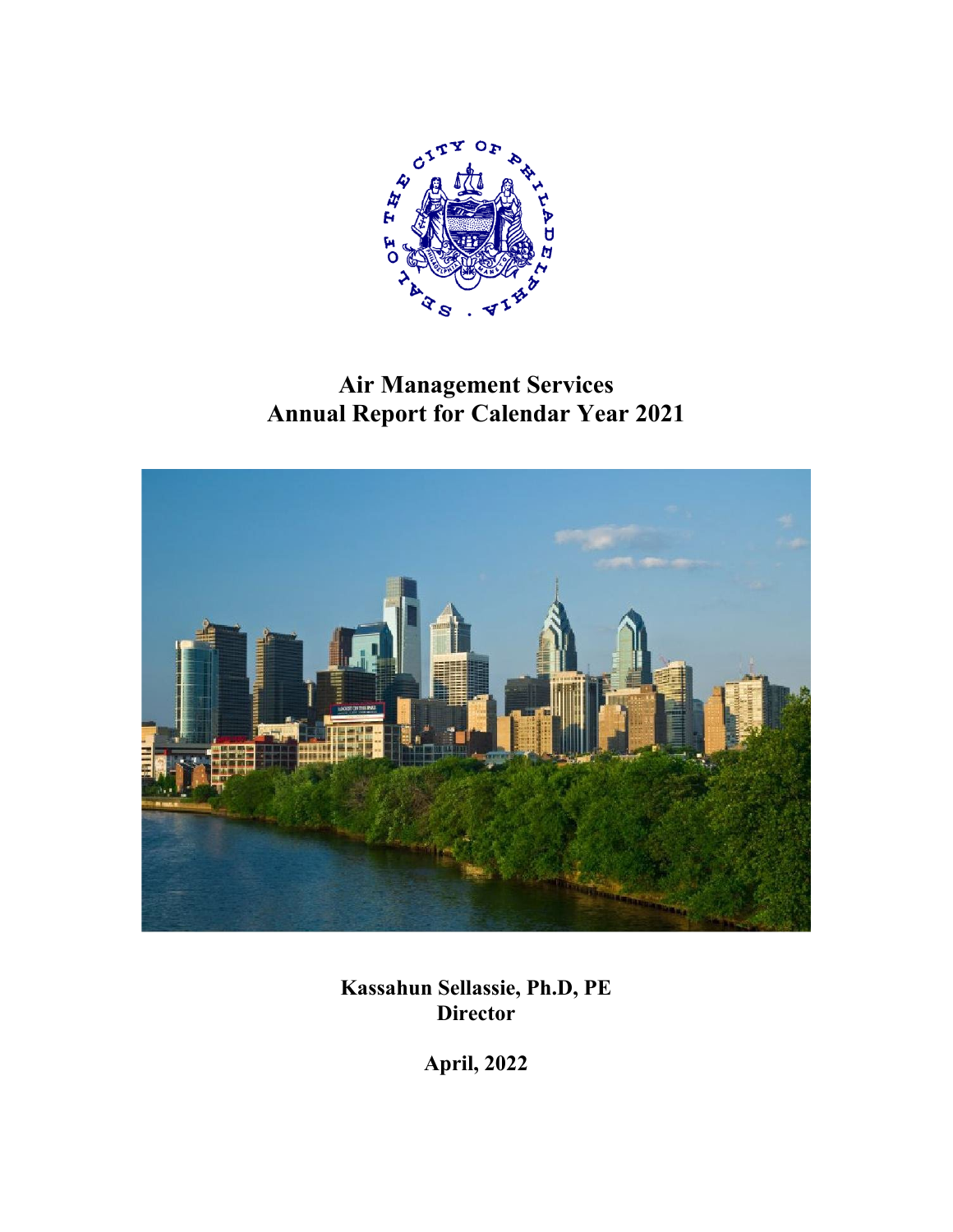# Air Management Services
# Annual Report for Calendar Year 2021

**Kassahun Sellassie, Ph.D, PE**
**Director**

**April, 2022**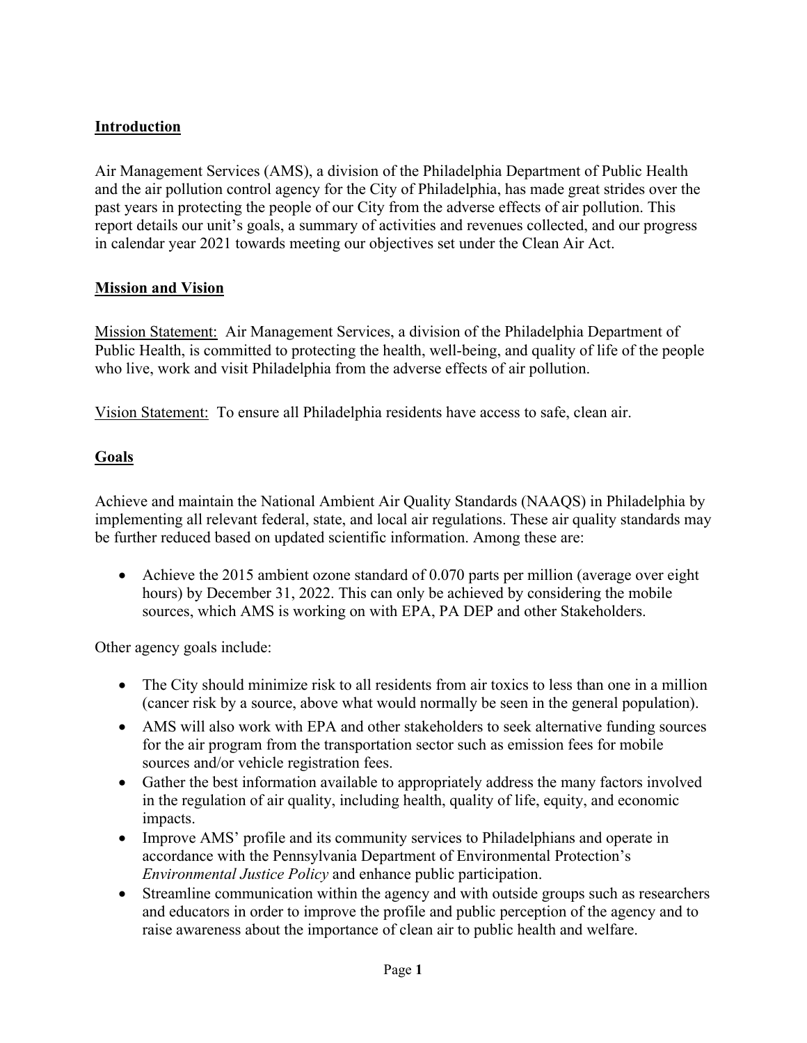## Introduction

Air Management Services (AMS), a division of the Philadelphia Department of Public Health and the air pollution control agency for the City of Philadelphia, has made great strides over the past years in protecting the people of our City from the adverse effects of air pollution. This report details our unit's goals, a summary of activities and revenues collected, and our progress in calendar year 2021 towards meeting our objectives set under the Clean Air Act.

## Mission and Vision

Mission Statement: Air Management Services, a division of the Philadelphia Department of Public Health, is committed to protecting the health, well-being, and quality of life of the people who live, work and visit Philadelphia from the adverse effects of air pollution.

Vision Statement: To ensure all Philadelphia residents have access to safe, clean air.

## Goals

Achieve and maintain the National Ambient Air Quality Standards (NAAQS) in Philadelphia by implementing all relevant federal, state, and local air regulations. These air quality standards may be further reduced based on updated scientific information. Among these are:

- Achieve the 2015 ambient ozone standard of 0.070 parts per million (average over eight hours) by December 31, 2022. This can only be achieved by considering the mobile sources, which AMS is working on with EPA, PA DEP and other Stakeholders.

Other agency goals include:

- The City should minimize risk to all residents from air toxics to less than one in a million (cancer risk by a source, above what would normally be seen in the general population).
- AMS will also work with EPA and other stakeholders to seek alternative funding sources for the air program from the transportation sector such as emission fees for mobile sources and/or vehicle registration fees.
- Gather the best information available to appropriately address the many factors involved in the regulation of air quality, including health, quality of life, equity, and economic impacts.
- Improve AMS' profile and its community services to Philadelphians and operate in accordance with the Pennsylvania Department of Environmental Protection's *Environmental Justice Policy* and enhance public participation.
- Streamline communication within the agency and with outside groups such as researchers and educators in order to improve the profile and public perception of the agency and to raise awareness about the importance of clean air to public health and welfare.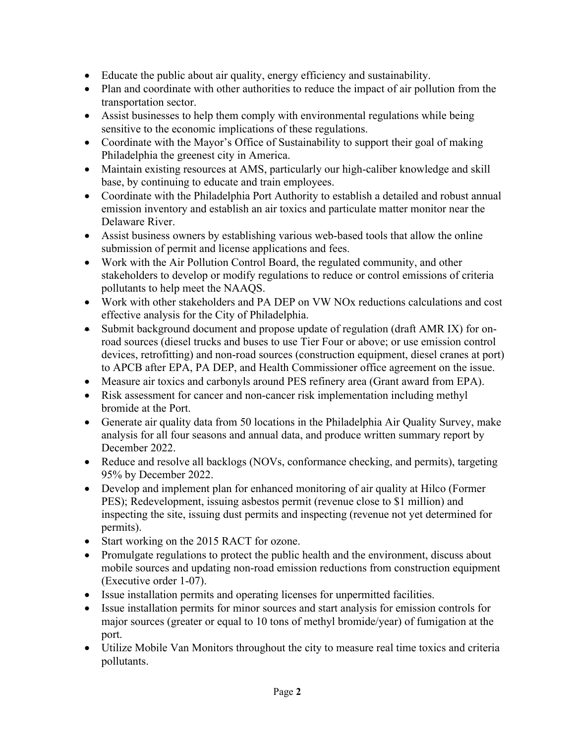- Educate the public about air quality, energy efficiency and sustainability.
- Plan and coordinate with other authorities to reduce the impact of air pollution from the transportation sector.
- Assist businesses to help them comply with environmental regulations while being sensitive to the economic implications of these regulations.
- Coordinate with the Mayor's Office of Sustainability to support their goal of making Philadelphia the greenest city in America.
- Maintain existing resources at AMS, particularly our high-caliber knowledge and skill base, by continuing to educate and train employees.
- Coordinate with the Philadelphia Port Authority to establish a detailed and robust annual emission inventory and establish an air toxics and particulate matter monitor near the Delaware River.
- Assist business owners by establishing various web-based tools that allow the online submission of permit and license applications and fees.
- Work with the Air Pollution Control Board, the regulated community, and other stakeholders to develop or modify regulations to reduce or control emissions of criteria pollutants to help meet the NAAQS.
- Work with other stakeholders and PA DEP on VW NOx reductions calculations and cost effective analysis for the City of Philadelphia.
- Submit background document and propose update of regulation (draft AMR IX) for on-road sources (diesel trucks and buses to use Tier Four or above; or use emission control devices, retrofitting) and non-road sources (construction equipment, diesel cranes at port) to APCB after EPA, PA DEP, and Health Commissioner office agreement on the issue.
- Measure air toxics and carbonyls around PES refinery area (Grant award from EPA).
- Risk assessment for cancer and non-cancer risk implementation including methyl bromide at the Port.
- Generate air quality data from 50 locations in the Philadelphia Air Quality Survey, make analysis for all four seasons and annual data, and produce written summary report by December 2022.
- Reduce and resolve all backlogs (NOVs, conformance checking, and permits), targeting 95% by December 2022.
- Develop and implement plan for enhanced monitoring of air quality at Hilco (Former PES); Redevelopment, issuing asbestos permit (revenue close to $1 million) and inspecting the site, issuing dust permits and inspecting (revenue not yet determined for permits).
- Start working on the 2015 RACT for ozone.
- Promulgate regulations to protect the public health and the environment, discuss about mobile sources and updating non-road emission reductions from construction equipment (Executive order 1-07).
- Issue installation permits and operating licenses for unpermitted facilities.
- Issue installation permits for minor sources and start analysis for emission controls for major sources (greater or equal to 10 tons of methyl bromide/year) of fumigation at the port.
- Utilize Mobile Van Monitors throughout the city to measure real time toxics and criteria pollutants.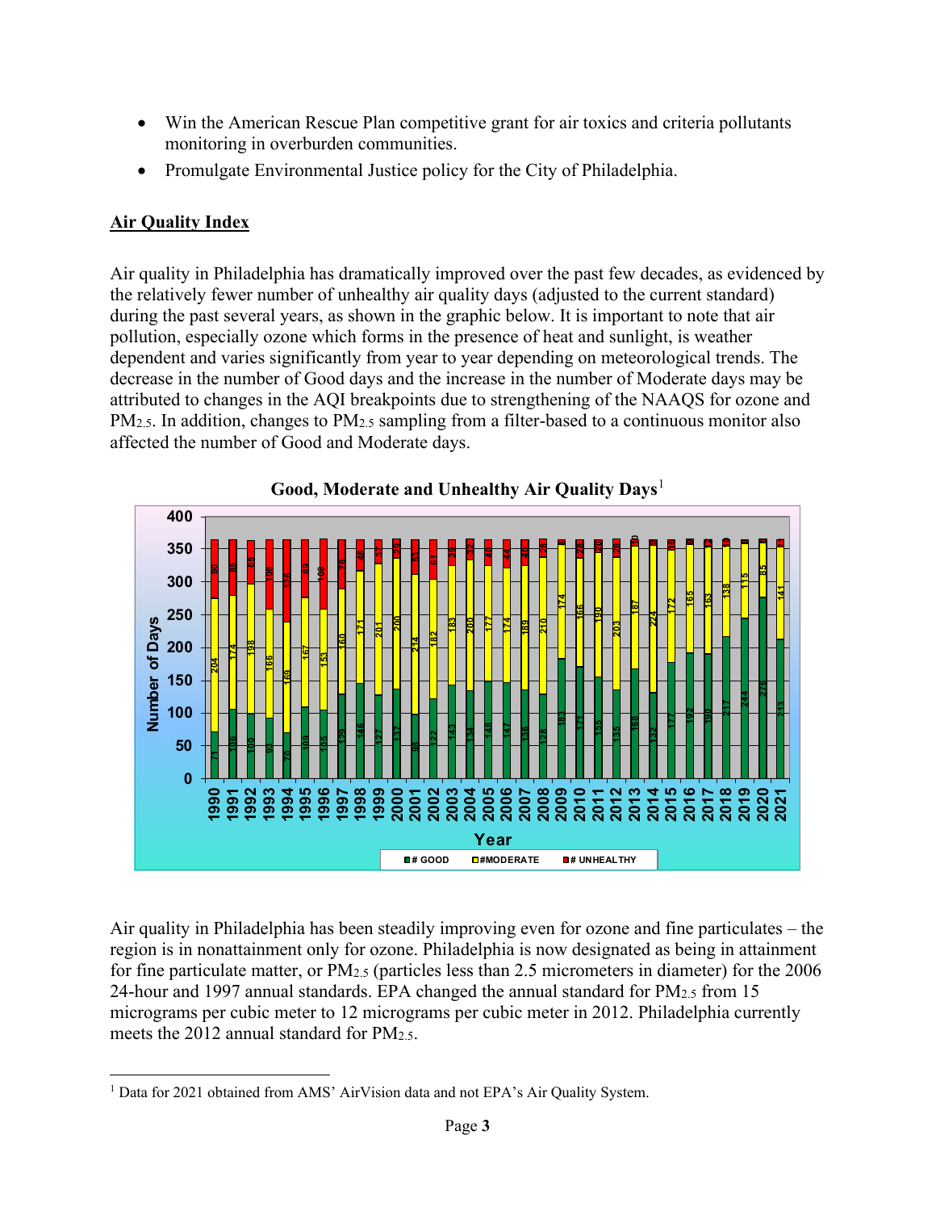- Win the American Rescue Plan competitive grant for air toxics and criteria pollutants monitoring in overburden communities.
- Promulgate Environmental Justice policy for the City of Philadelphia.

## Air Quality Index

Air quality in Philadelphia has dramatically improved over the past few decades, as evidenced by the relatively fewer number of unhealthy air quality days (adjusted to the current standard) during the past several years, as shown in the graphic below. It is important to note that air pollution, especially ozone which forms in the presence of heat and sunlight, is weather dependent and varies significantly from year to year depending on meteorological trends. The decrease in the number of Good days and the increase in the number of Moderate days may be attributed to changes in the AQI breakpoints due to strengthening of the NAAQS for ozone and $PM_{2.5}$. In addition, changes to $PM_{2.5}$ sampling from a filter-based to a continuous monitor also affected the number of Good and Moderate days.

**Good, Moderate and Unhealthy Air Quality Days**[1]

Air quality in Philadelphia has been steadily improving even for ozone and fine particulates – the region is in nonattainment only for ozone. Philadelphia is now designated as being in attainment for fine particulate matter, or $PM_{2.5}$ (particles less than 2.5 micrometers in diameter) for the 2006 24-hour and 1997 annual standards. EPA changed the annual standard for $PM_{2.5}$ from 15 micrograms per cubic meter to 12 micrograms per cubic meter in 2012. Philadelphia currently meets the 2012 annual standard for $PM_{2.5}$.

---

[1] Data for 2021 obtained from AMS' AirVision data and not EPA's Air Quality System.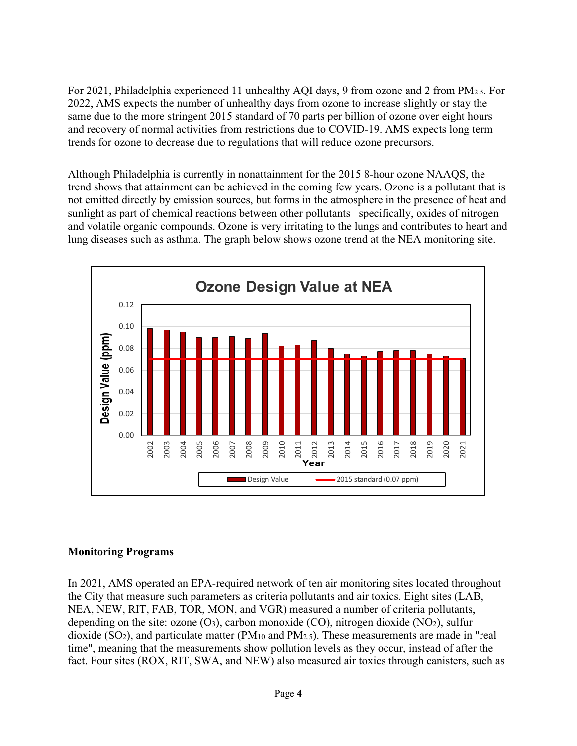For 2021, Philadelphia experienced 11 unhealthy AQI days, 9 from ozone and 2 from $PM_{2.5}$. For 2022, AMS expects the number of unhealthy days from ozone to increase slightly or stay the same due to the more stringent 2015 standard of 70 parts per billion of ozone over eight hours and recovery of normal activities from restrictions due to COVID-19. AMS expects long term trends for ozone to decrease due to regulations that will reduce ozone precursors.

Although Philadelphia is currently in nonattainment for the 2015 8-hour ozone NAAQS, the trend shows that attainment can be achieved in the coming few years. Ozone is a pollutant that is not emitted directly by emission sources, but forms in the atmosphere in the presence of heat and sunlight as part of chemical reactions between other pollutants –specifically, oxides of nitrogen and volatile organic compounds. Ozone is very irritating to the lungs and contributes to heart and lung diseases such as asthma. The graph below shows ozone trend at the NEA monitoring site.

**Ozone Design Value at NEA**

| Year | Design Value (ppm) | 2015 standard (0.07 ppm) |
|---|---|---|
| 2002 | 0.098 | 0.07 |
| 2003 | 0.097 | 0.07 |
| 2004 | 0.095 | 0.07 |
| 2005 | 0.090 | 0.07 |
| 2006 | 0.090 | 0.07 |
| 2007 | 0.091 | 0.07 |
| 2008 | 0.089 | 0.07 |
| 2009 | 0.094 | 0.07 |
| 2010 | 0.082 | 0.07 |
| 2011 | 0.083 | 0.07 |
| 2012 | 0.087 | 0.07 |
| 2013 | 0.080 | 0.07 |
| 2014 | 0.075 | 0.07 |
| 2015 | 0.073 | 0.07 |
| 2016 | 0.077 | 0.07 |
| 2017 | 0.078 | 0.07 |
| 2018 | 0.078 | 0.07 |
| 2019 | 0.075 | 0.07 |
| 2020 | 0.073 | 0.07 |
| 2021 | 0.071 | 0.07 |

## Monitoring Programs

In 2021, AMS operated an EPA-required network of ten air monitoring sites located throughout the City that measure such parameters as criteria pollutants and air toxics. Eight sites (LAB, NEA, NEW, RIT, FAB, TOR, MON, and VGR) measured a number of criteria pollutants, depending on the site: ozone ($O_3$), carbon monoxide (CO), nitrogen dioxide ($NO_2$), sulfur dioxide ($SO_2$), and particulate matter ($PM_{10}$ and $PM_{2.5}$). These measurements are made in "real time", meaning that the measurements show pollution levels as they occur, instead of after the fact. Four sites (ROX, RIT, SWA, and NEW) also measured air toxics through canisters, such as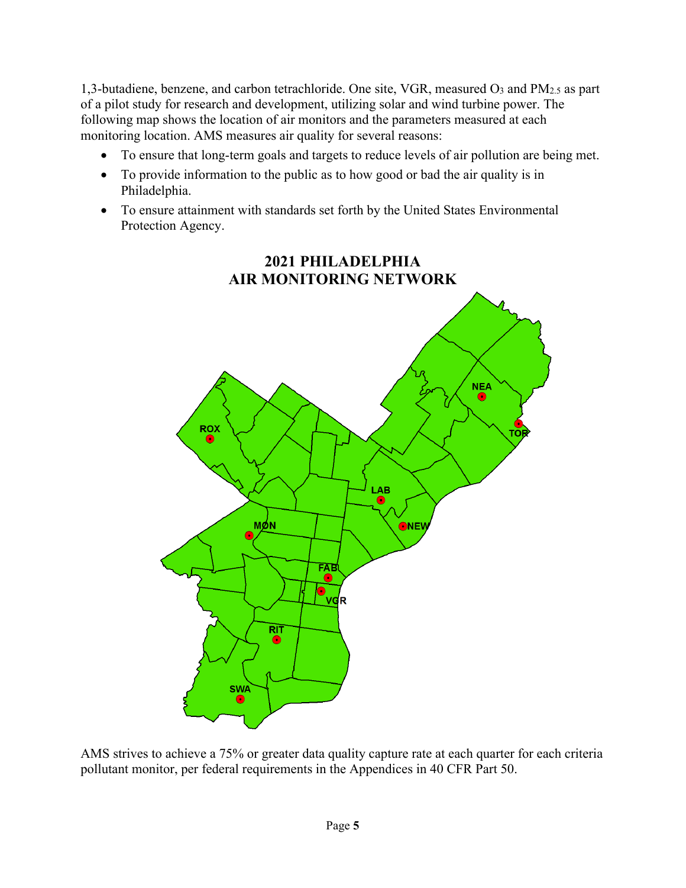1,3-butadiene, benzene, and carbon tetrachloride. One site, VGR, measured $O_3$ and $PM_{2.5}$ as part of a pilot study for research and development, utilizing solar and wind turbine power. The following map shows the location of air monitors and the parameters measured at each monitoring location. AMS measures air quality for several reasons:

- To ensure that long-term goals and targets to reduce levels of air pollution are being met.
- To provide information to the public as to how good or bad the air quality is in Philadelphia.
- To ensure attainment with standards set forth by the United States Environmental Protection Agency.

**2021 PHILADELPHIA AIR MONITORING NETWORK**

ROX, NEA, TOR, LAB, NEW, MON, FAB, VGR, RIT, SWA

AMS strives to achieve a 75% or greater data quality capture rate at each quarter for each criteria pollutant monitor, per federal requirements in the Appendices in 40 CFR Part 50.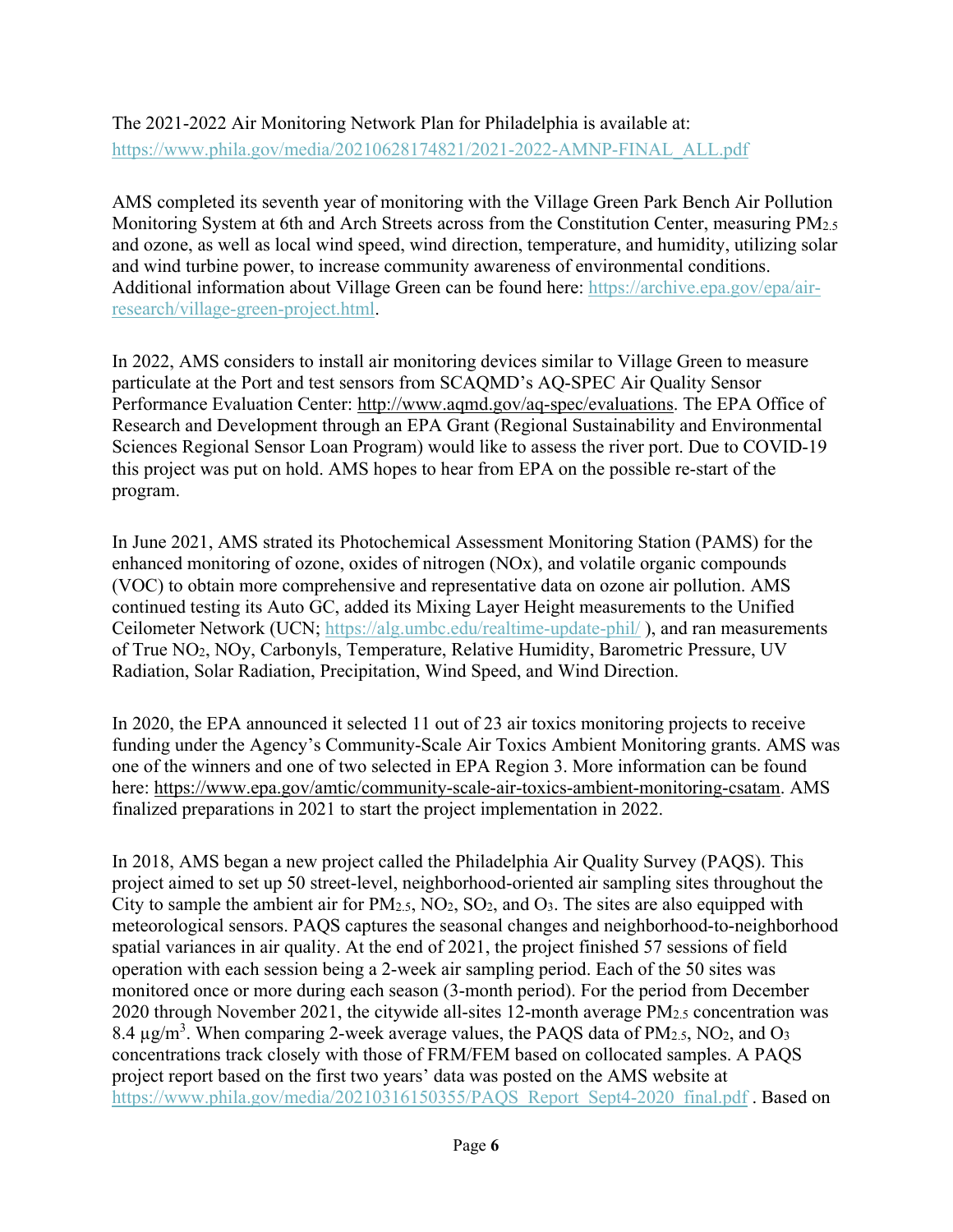The 2021-2022 Air Monitoring Network Plan for Philadelphia is available at: https://www.phila.gov/media/20210628174821/2021-2022-AMNP-FINAL_ALL.pdf

AMS completed its seventh year of monitoring with the Village Green Park Bench Air Pollution Monitoring System at 6th and Arch Streets across from the Constitution Center, measuring $PM_{2.5}$ and ozone, as well as local wind speed, wind direction, temperature, and humidity, utilizing solar and wind turbine power, to increase community awareness of environmental conditions. Additional information about Village Green can be found here: https://archive.epa.gov/epa/air-research/village-green-project.html.

In 2022, AMS considers to install air monitoring devices similar to Village Green to measure particulate at the Port and test sensors from SCAQMD's AQ-SPEC Air Quality Sensor Performance Evaluation Center: http://www.aqmd.gov/aq-spec/evaluations. The EPA Office of Research and Development through an EPA Grant (Regional Sustainability and Environmental Sciences Regional Sensor Loan Program) would like to assess the river port. Due to COVID-19 this project was put on hold. AMS hopes to hear from EPA on the possible re-start of the program.

In June 2021, AMS strated its Photochemical Assessment Monitoring Station (PAMS) for the enhanced monitoring of ozone, oxides of nitrogen (NOx), and volatile organic compounds (VOC) to obtain more comprehensive and representative data on ozone air pollution. AMS continued testing its Auto GC, added its Mixing Layer Height measurements to the Unified Ceilometer Network (UCN; https://alg.umbc.edu/realtime-update-phil/ ), and ran measurements of True $NO_2$, NOy, Carbonyls, Temperature, Relative Humidity, Barometric Pressure, UV Radiation, Solar Radiation, Precipitation, Wind Speed, and Wind Direction.

In 2020, the EPA announced it selected 11 out of 23 air toxics monitoring projects to receive funding under the Agency's Community-Scale Air Toxics Ambient Monitoring grants. AMS was one of the winners and one of two selected in EPA Region 3. More information can be found here: https://www.epa.gov/amtic/community-scale-air-toxics-ambient-monitoring-csatam. AMS finalized preparations in 2021 to start the project implementation in 2022.

In 2018, AMS began a new project called the Philadelphia Air Quality Survey (PAQS). This project aimed to set up 50 street-level, neighborhood-oriented air sampling sites throughout the City to sample the ambient air for $PM_{2.5}$, $NO_2$, $SO_2$, and $O_3$. The sites are also equipped with meteorological sensors. PAQS captures the seasonal changes and neighborhood-to-neighborhood spatial variances in air quality. At the end of 2021, the project finished 57 sessions of field operation with each session being a 2-week air sampling period. Each of the 50 sites was monitored once or more during each season (3-month period). For the period from December 2020 through November 2021, the citywide all-sites 12-month average $PM_{2.5}$ concentration was 8.4 $\mu g/m^3$. When comparing 2-week average values, the PAQS data of $PM_{2.5}$, $NO_2$, and $O_3$ concentrations track closely with those of FRM/FEM based on collocated samples. A PAQS project report based on the first two years' data was posted on the AMS website at https://www.phila.gov/media/20210316150355/PAQS_Report_Sept4-2020_final.pdf . Based on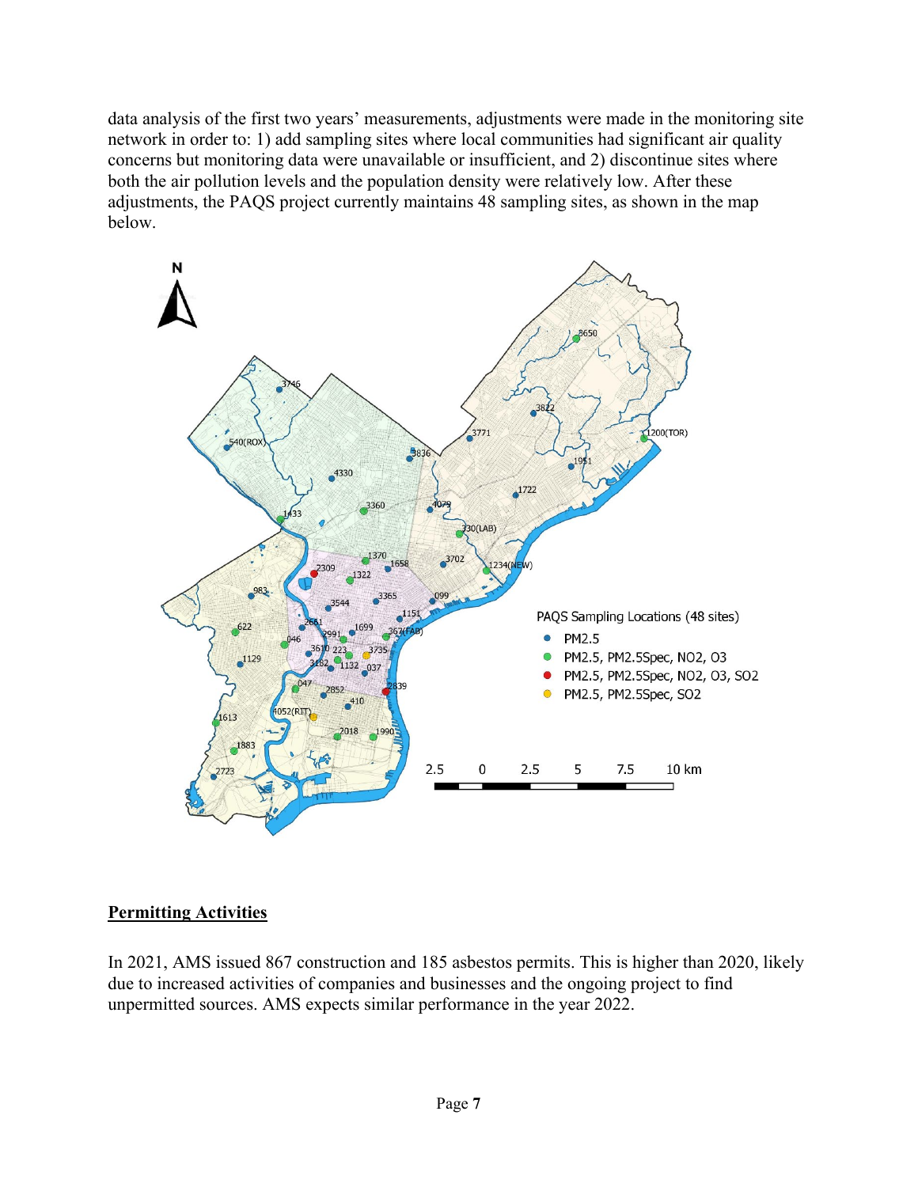data analysis of the first two years' measurements, adjustments were made in the monitoring site network in order to: 1) add sampling sites where local communities had significant air quality concerns but monitoring data were unavailable or insufficient, and 2) discontinue sites where both the air pollution levels and the population density were relatively low. After these adjustments, the PAQS project currently maintains 48 sampling sites, as shown in the map below.

## **Permitting Activities**

In 2021, AMS issued 867 construction and 185 asbestos permits. This is higher than 2020, likely due to increased activities of companies and businesses and the ongoing project to find unpermitted sources. AMS expects similar performance in the year 2022.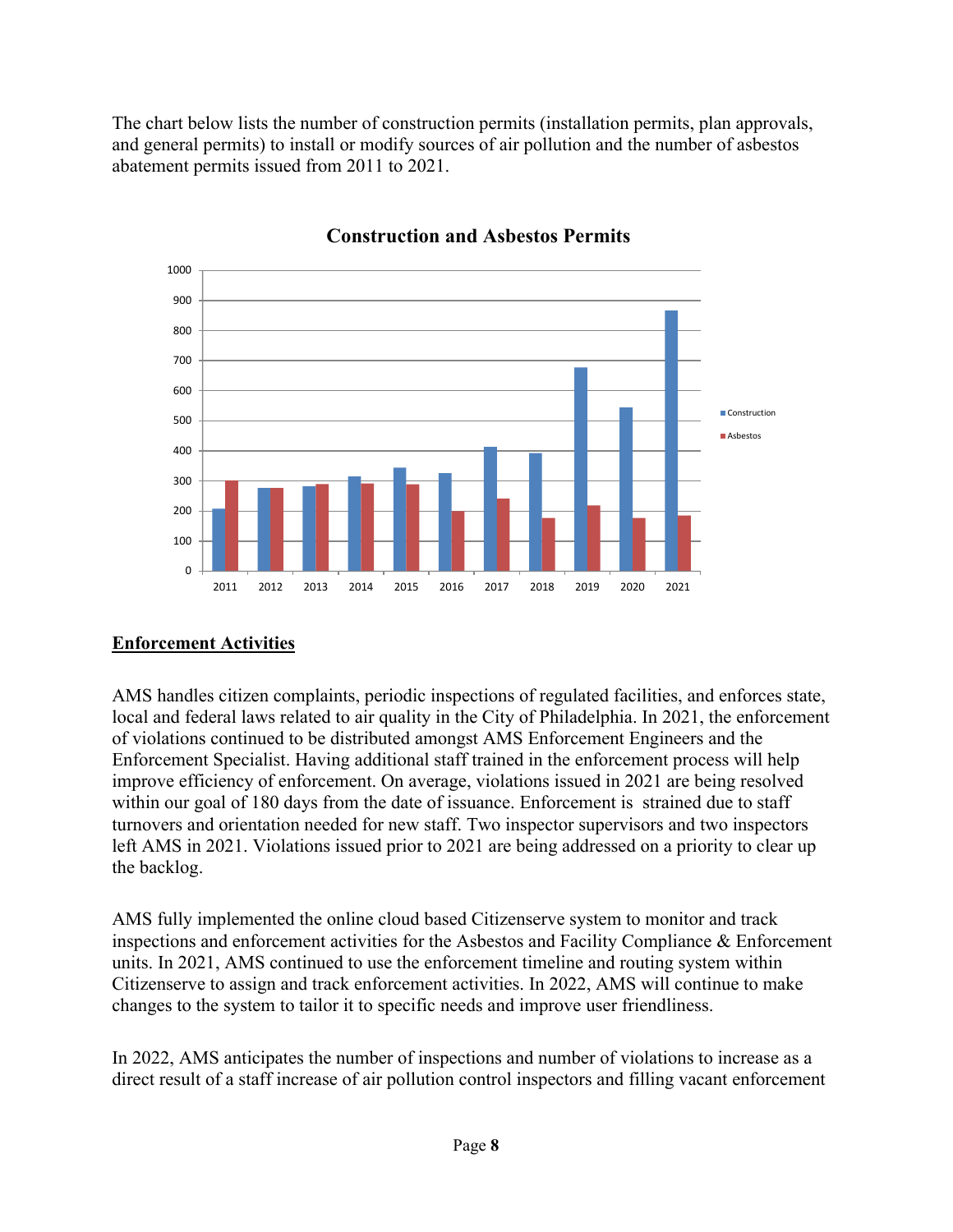The chart below lists the number of construction permits (installation permits, plan approvals, and general permits) to install or modify sources of air pollution and the number of asbestos abatement permits issued from 2011 to 2021.

**Construction and Asbestos Permits**

## Enforcement Activities

AMS handles citizen complaints, periodic inspections of regulated facilities, and enforces state, local and federal laws related to air quality in the City of Philadelphia. In 2021, the enforcement of violations continued to be distributed amongst AMS Enforcement Engineers and the Enforcement Specialist. Having additional staff trained in the enforcement process will help improve efficiency of enforcement. On average, violations issued in 2021 are being resolved within our goal of 180 days from the date of issuance. Enforcement is strained due to staff turnovers and orientation needed for new staff. Two inspector supervisors and two inspectors left AMS in 2021. Violations issued prior to 2021 are being addressed on a priority to clear up the backlog.

AMS fully implemented the online cloud based Citizenserve system to monitor and track inspections and enforcement activities for the Asbestos and Facility Compliance & Enforcement units. In 2021, AMS continued to use the enforcement timeline and routing system within Citizenserve to assign and track enforcement activities. In 2022, AMS will continue to make changes to the system to tailor it to specific needs and improve user friendliness.

In 2022, AMS anticipates the number of inspections and number of violations to increase as a direct result of a staff increase of air pollution control inspectors and filling vacant enforcement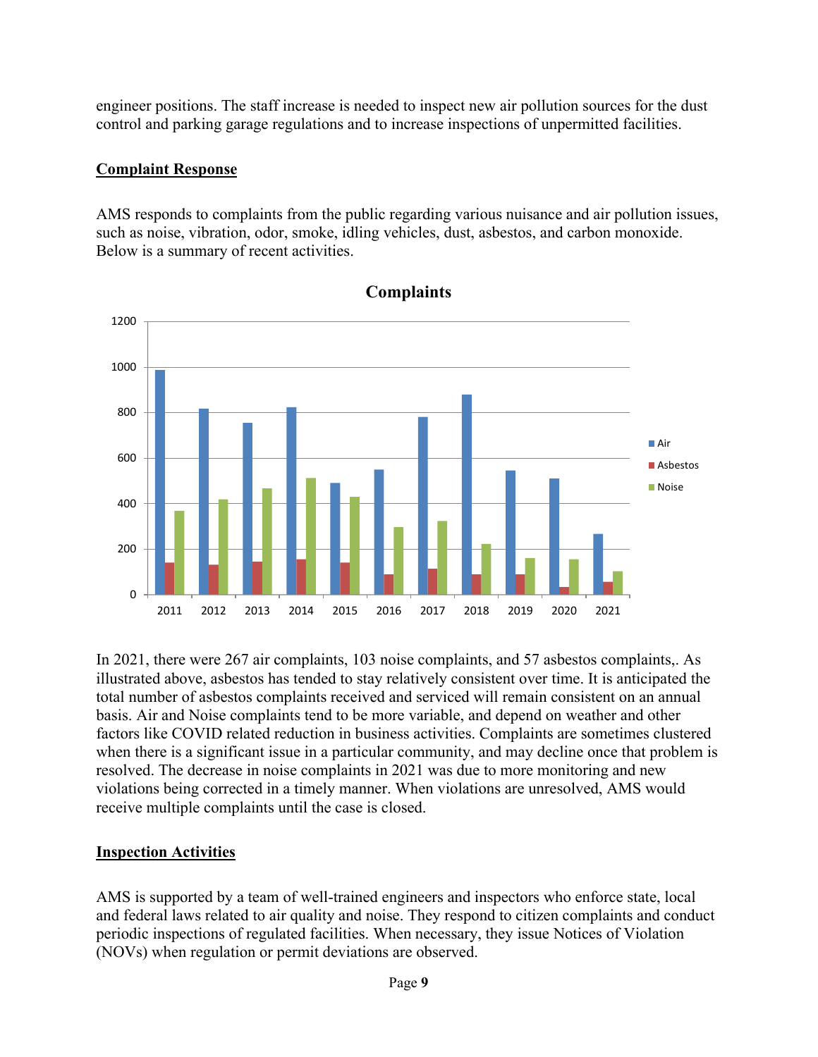engineer positions. The staff increase is needed to inspect new air pollution sources for the dust control and parking garage regulations and to increase inspections of unpermitted facilities.

## Complaint Response

AMS responds to complaints from the public regarding various nuisance and air pollution issues, such as noise, vibration, odor, smoke, idling vehicles, dust, asbestos, and carbon monoxide. Below is a summary of recent activities.

In 2021, there were 267 air complaints, 103 noise complaints, and 57 asbestos complaints,. As illustrated above, asbestos has tended to stay relatively consistent over time. It is anticipated the total number of asbestos complaints received and serviced will remain consistent on an annual basis. Air and Noise complaints tend to be more variable, and depend on weather and other factors like COVID related reduction in business activities. Complaints are sometimes clustered when there is a significant issue in a particular community, and may decline once that problem is resolved. The decrease in noise complaints in 2021 was due to more monitoring and new violations being corrected in a timely manner. When violations are unresolved, AMS would receive multiple complaints until the case is closed.

## Inspection Activities

AMS is supported by a team of well-trained engineers and inspectors who enforce state, local and federal laws related to air quality and noise. They respond to citizen complaints and conduct periodic inspections of regulated facilities. When necessary, they issue Notices of Violation (NOVs) when regulation or permit deviations are observed.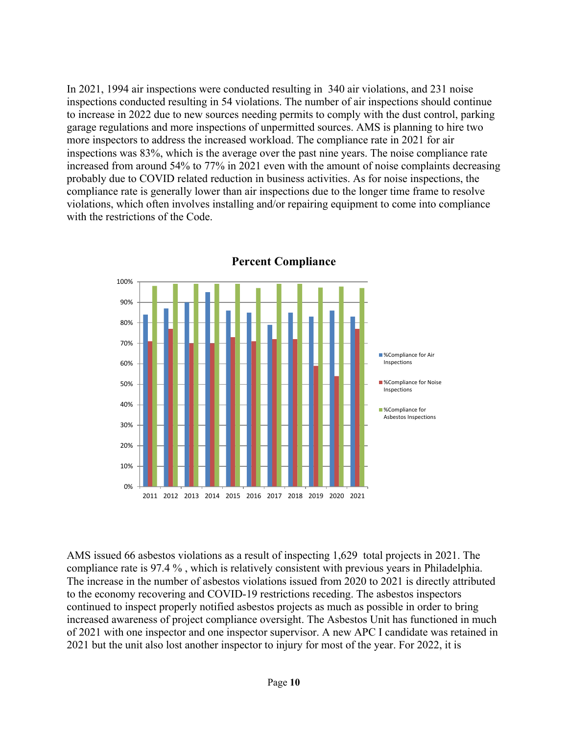In 2021, 1994 air inspections were conducted resulting in 340 air violations, and 231 noise inspections conducted resulting in 54 violations. The number of air inspections should continue to increase in 2022 due to new sources needing permits to comply with the dust control, parking garage regulations and more inspections of unpermitted sources. AMS is planning to hire two more inspectors to address the increased workload. The compliance rate in 2021 for air inspections was 83%, which is the average over the past nine years. The noise compliance rate increased from around 54% to 77% in 2021 even with the amount of noise complaints decreasing probably due to COVID related reduction in business activities. As for noise inspections, the compliance rate is generally lower than air inspections due to the longer time frame to resolve violations, which often involves installing and/or repairing equipment to come into compliance with the restrictions of the Code.

**Percent Compliance**

| Year | %Compliance for Air Inspections | %Compliance for Noise Inspections | %Compliance for Asbestos Inspections |
|---|---|---|---|
| 2011 | 84% | 71% | 98% |
| 2012 | 87% | 77% | 99% |
| 2013 | 90% | 70% | 99% |
| 2014 | 95% | 70% | 99% |
| 2015 | 86% | 73% | 99% |
| 2016 | 85% | 71% | 97% |
| 2017 | 79% | 72% | 99% |
| 2018 | 85% | 72% | 99% |
| 2019 | 83% | 59% | 97% |
| 2020 | 86% | 54% | 98% |
| 2021 | 83% | 77% | 97% |

AMS issued 66 asbestos violations as a result of inspecting 1,629 total projects in 2021. The compliance rate is 97.4 % , which is relatively consistent with previous years in Philadelphia. The increase in the number of asbestos violations issued from 2020 to 2021 is directly attributed to the economy recovering and COVID-19 restrictions receding. The asbestos inspectors continued to inspect properly notified asbestos projects as much as possible in order to bring increased awareness of project compliance oversight. The Asbestos Unit has functioned in much of 2021 with one inspector and one inspector supervisor. A new APC I candidate was retained in 2021 but the unit also lost another inspector to injury for most of the year. For 2022, it is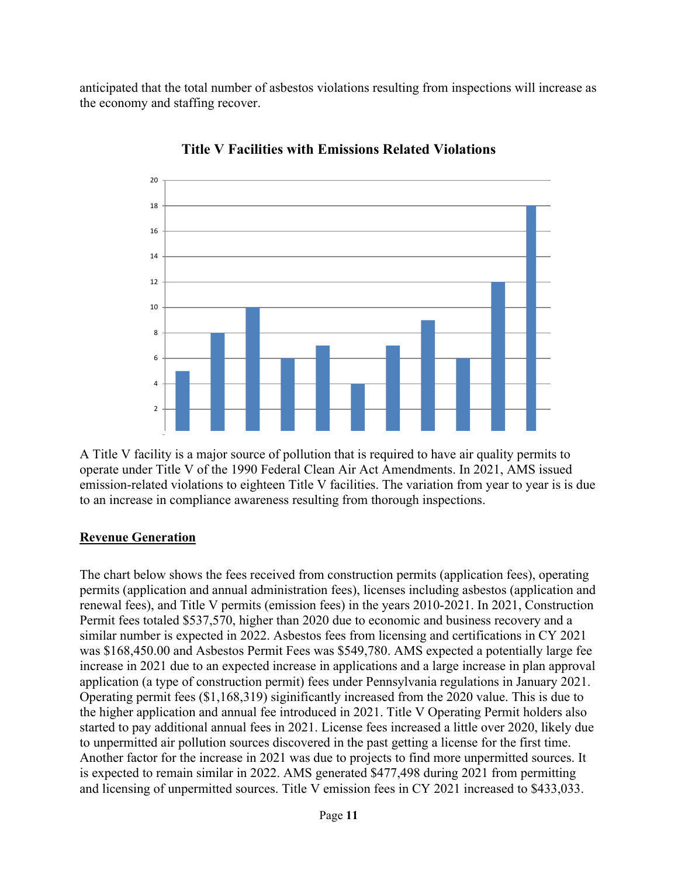anticipated that the total number of asbestos violations resulting from inspections will increase as the economy and staffing recover.

**Title V Facilities with Emissions Related Violations**

A Title V facility is a major source of pollution that is required to have air quality permits to operate under Title V of the 1990 Federal Clean Air Act Amendments. In 2021, AMS issued emission-related violations to eighteen Title V facilities. The variation from year to year is is due to an increase in compliance awareness resulting from thorough inspections.

## Revenue Generation

The chart below shows the fees received from construction permits (application fees), operating permits (application and annual administration fees), licenses including asbestos (application and renewal fees), and Title V permits (emission fees) in the years 2010-2021. In 2021, Construction Permit fees totaled $537,570, higher than 2020 due to economic and business recovery and a similar number is expected in 2022. Asbestos fees from licensing and certifications in CY 2021 was $168,450.00 and Asbestos Permit Fees was $549,780. AMS expected a potentially large fee increase in 2021 due to an expected increase in applications and a large increase in plan approval application (a type of construction permit) fees under Pennsylvania regulations in January 2021. Operating permit fees ($1,168,319) siginificantly increased from the 2020 value. This is due to the higher application and annual fee introduced in 2021. Title V Operating Permit holders also started to pay additional annual fees in 2021. License fees increased a little over 2020, likely due to unpermitted air pollution sources discovered in the past getting a license for the first time. Another factor for the increase in 2021 was due to projects to find more unpermitted sources. It is expected to remain similar in 2022. AMS generated $477,498 during 2021 from permitting and licensing of unpermitted sources. Title V emission fees in CY 2021 increased to $433,033.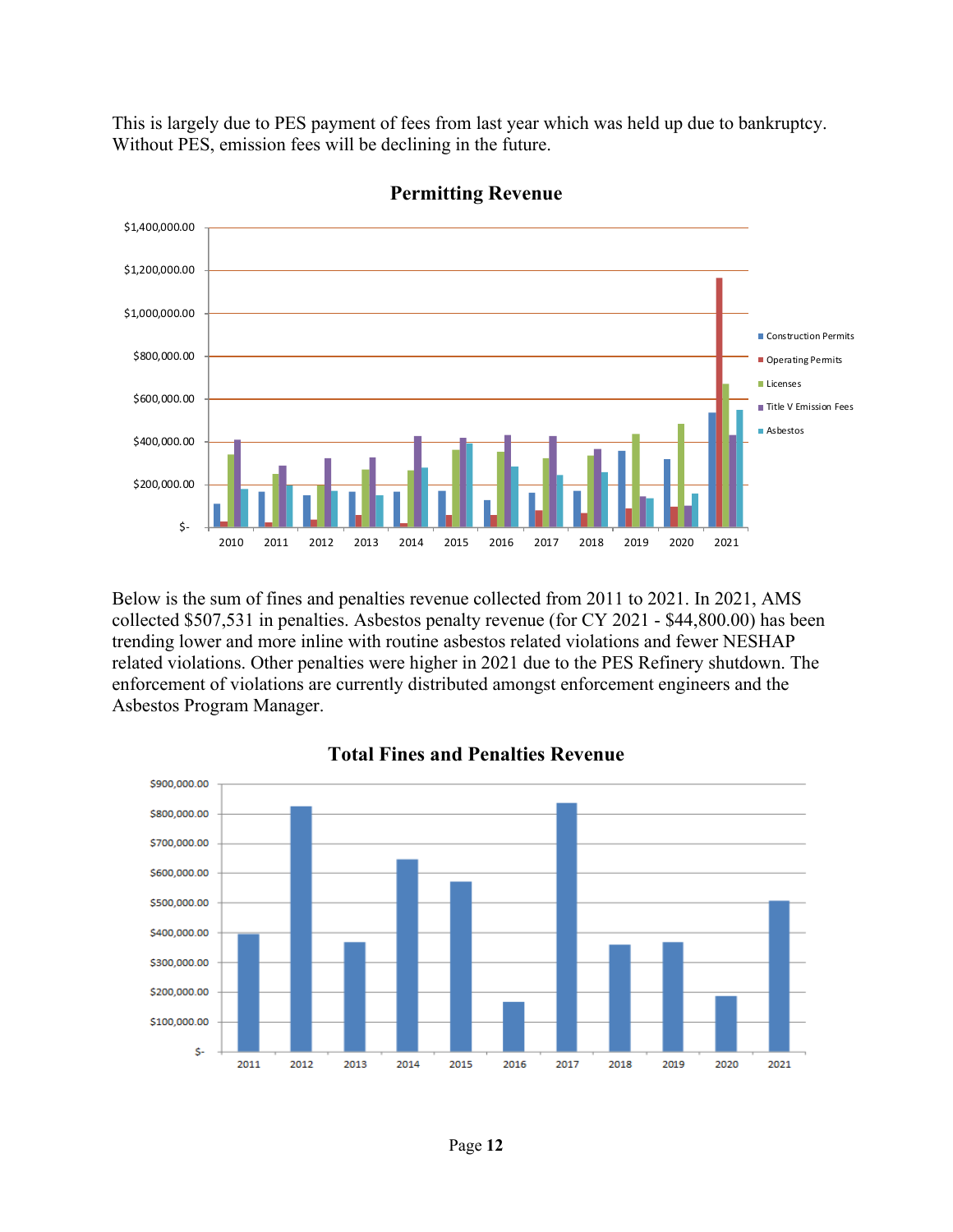This is largely due to PES payment of fees from last year which was held up due to bankruptcy. Without PES, emission fees will be declining in the future.

**Permitting Revenue**

Below is the sum of fines and penalties revenue collected from 2011 to 2021. In 2021, AMS collected $507,531 in penalties. Asbestos penalty revenue (for CY 2021 - $44,800.00) has been trending lower and more inline with routine asbestos related violations and fewer NESHAP related violations. Other penalties were higher in 2021 due to the PES Refinery shutdown. The enforcement of violations are currently distributed amongst enforcement engineers and the Asbestos Program Manager.

**Total Fines and Penalties Revenue**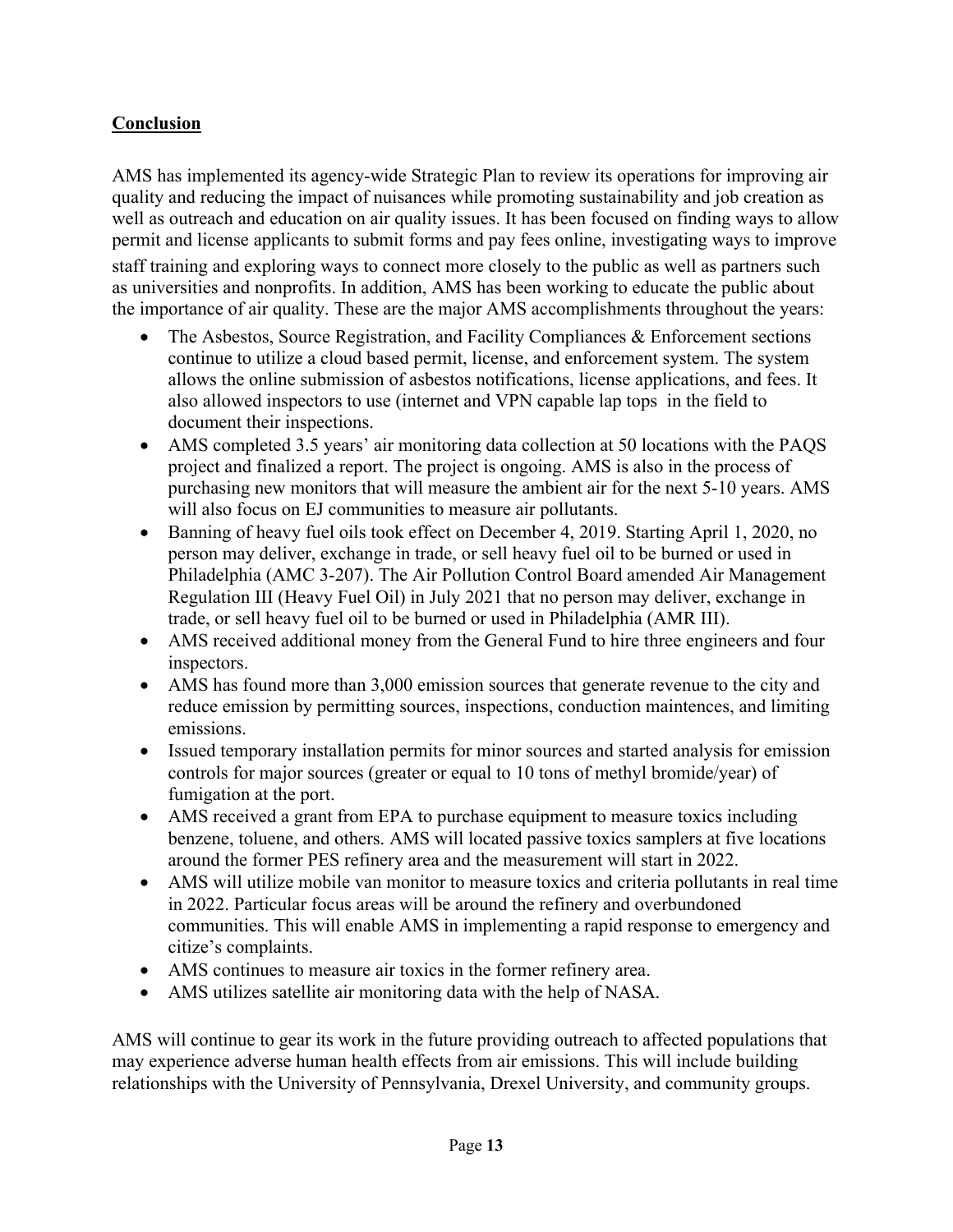## **Conclusion**

AMS has implemented its agency-wide Strategic Plan to review its operations for improving air quality and reducing the impact of nuisances while promoting sustainability and job creation as well as outreach and education on air quality issues. It has been focused on finding ways to allow permit and license applicants to submit forms and pay fees online, investigating ways to improve staff training and exploring ways to connect more closely to the public as well as partners such as universities and nonprofits. In addition, AMS has been working to educate the public about the importance of air quality. These are the major AMS accomplishments throughout the years:

- The Asbestos, Source Registration, and Facility Compliances & Enforcement sections continue to utilize a cloud based permit, license, and enforcement system. The system allows the online submission of asbestos notifications, license applications, and fees. It also allowed inspectors to use (internet and VPN capable lap tops in the field to document their inspections.
- AMS completed 3.5 years' air monitoring data collection at 50 locations with the PAQS project and finalized a report. The project is ongoing. AMS is also in the process of purchasing new monitors that will measure the ambient air for the next 5-10 years. AMS will also focus on EJ communities to measure air pollutants.
- Banning of heavy fuel oils took effect on December 4, 2019. Starting April 1, 2020, no person may deliver, exchange in trade, or sell heavy fuel oil to be burned or used in Philadelphia (AMC 3-207). The Air Pollution Control Board amended Air Management Regulation III (Heavy Fuel Oil) in July 2021 that no person may deliver, exchange in trade, or sell heavy fuel oil to be burned or used in Philadelphia (AMR III).
- AMS received additional money from the General Fund to hire three engineers and four inspectors.
- AMS has found more than 3,000 emission sources that generate revenue to the city and reduce emission by permitting sources, inspections, conduction maintences, and limiting emissions.
- Issued temporary installation permits for minor sources and started analysis for emission controls for major sources (greater or equal to 10 tons of methyl bromide/year) of fumigation at the port.
- AMS received a grant from EPA to purchase equipment to measure toxics including benzene, toluene, and others. AMS will located passive toxics samplers at five locations around the former PES refinery area and the measurement will start in 2022.
- AMS will utilize mobile van monitor to measure toxics and criteria pollutants in real time in 2022. Particular focus areas will be around the refinery and overbundoned communities. This will enable AMS in implementing a rapid response to emergency and citize's complaints.
- AMS continues to measure air toxics in the former refinery area.
- AMS utilizes satellite air monitoring data with the help of NASA.

AMS will continue to gear its work in the future providing outreach to affected populations that may experience adverse human health effects from air emissions. This will include building relationships with the University of Pennsylvania, Drexel University, and community groups.